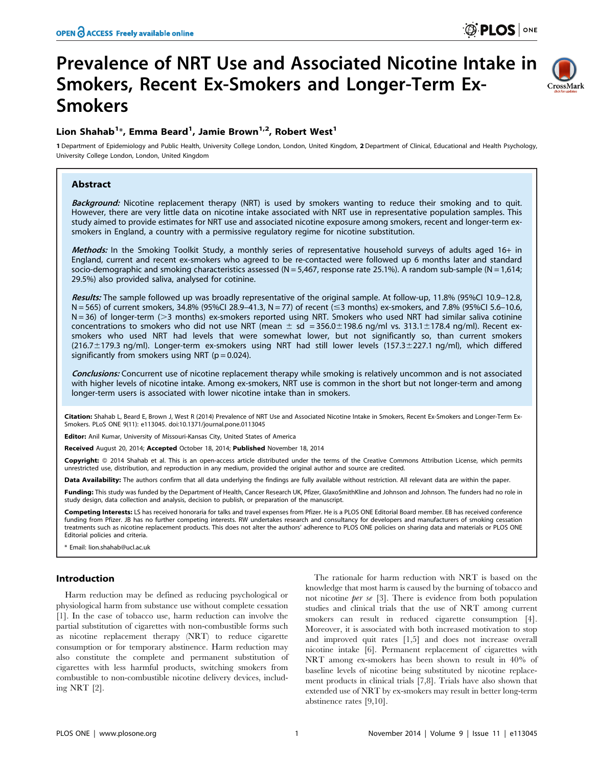# Prevalence of NRT Use and Associated Nicotine Intake in Smokers, Recent Ex-Smokers and Longer-Term Ex-Smokers

**Lion Shahab[1]*, Emma Beard[1], Jamie Brown[1,2], Robert West[1]**

1 Department of Epidemiology and Public Health, University College London, London, United Kingdom, 2 Department of Clinical, Educational and Health Psychology, University College London, London, United Kingdom

## Abstract

***Background:*** Nicotine replacement therapy (NRT) is used by smokers wanting to reduce their smoking and to quit. However, there are very little data on nicotine intake associated with NRT use in representative population samples. This study aimed to provide estimates for NRT use and associated nicotine exposure among smokers, recent and longer-term ex-smokers in England, a country with a permissive regulatory regime for nicotine substitution.

***Methods:*** In the Smoking Toolkit Study, a monthly series of representative household surveys of adults aged 16+ in England, current and recent ex-smokers who agreed to be re-contacted were followed up 6 months later and standard socio-demographic and smoking characteristics assessed (N = 5,467, response rate 25.1%). A random sub-sample (N = 1,614; 29.5%) also provided saliva, analysed for cotinine.

***Results:*** The sample followed up was broadly representative of the original sample. At follow-up, 11.8% (95%CI 10.9–12.8, N = 565) of current smokers, 34.8% (95%CI 28.9–41.3, N = 77) of recent (≤3 months) ex-smokers, and 7.8% (95%CI 5.6–10.6, N = 36) of longer-term (>3 months) ex-smokers reported using NRT. Smokers who used NRT had similar saliva cotinine concentrations to smokers who did not use NRT (mean ± sd = 356.0±198.6 ng/ml vs. 313.1±178.4 ng/ml). Recent ex-smokers who used NRT had levels that were somewhat lower, but not significantly so, than current smokers (216.7±179.3 ng/ml). Longer-term ex-smokers using NRT had still lower levels (157.3±227.1 ng/ml), which differed significantly from smokers using NRT (p = 0.024).

***Conclusions:*** Concurrent use of nicotine replacement therapy while smoking is relatively uncommon and is not associated with higher levels of nicotine intake. Among ex-smokers, NRT use is common in the short but not longer-term and among longer-term users is associated with lower nicotine intake than in smokers.

**Citation:** Shahab L, Beard E, Brown J, West R (2014) Prevalence of NRT Use and Associated Nicotine Intake in Smokers, Recent Ex-Smokers and Longer-Term Ex-Smokers. PLoS ONE 9(11): e113045. doi:10.1371/journal.pone.0113045

**Editor:** Anil Kumar, University of Missouri-Kansas City, United States of America

**Received** August 20, 2014; **Accepted** October 18, 2014; **Published** November 18, 2014

**Copyright:** © 2014 Shahab et al. This is an open-access article distributed under the terms of the Creative Commons Attribution License, which permits unrestricted use, distribution, and reproduction in any medium, provided the original author and source are credited.

**Data Availability:** The authors confirm that all data underlying the findings are fully available without restriction. All relevant data are within the paper.

**Funding:** This study was funded by the Department of Health, Cancer Research UK, Pfizer, GlaxoSmithKline and Johnson and Johnson. The funders had no role in study design, data collection and analysis, decision to publish, or preparation of the manuscript.

**Competing Interests:** LS has received honoraria for talks and travel expenses from Pfizer. He is a PLOS ONE Editorial Board member. EB has received conference funding from Pfizer. JB has no further competing interests. RW undertakes research and consultancy for developers and manufacturers of smoking cessation treatments such as nicotine replacement products. This does not alter the authors' adherence to PLOS ONE policies on sharing data and materials or PLOS ONE Editorial policies and criteria.

* Email: lion.shahab@ucl.ac.uk

## Introduction

Harm reduction may be defined as reducing psychological or physiological harm from substance use without complete cessation [1]. In the case of tobacco use, harm reduction can involve the partial substitution of cigarettes with non-combustible forms such as nicotine replacement therapy (NRT) to reduce cigarette consumption or for temporary abstinence. Harm reduction may also constitute the complete and permanent substitution of cigarettes with less harmful products, switching smokers from combustible to non-combustible nicotine delivery devices, including NRT [2].

The rationale for harm reduction with NRT is based on the knowledge that most harm is caused by the burning of tobacco and not nicotine *per se* [3]. There is evidence from both population studies and clinical trials that the use of NRT among current smokers can result in reduced cigarette consumption [4]. Moreover, it is associated with both increased motivation to stop and improved quit rates [1,5] and does not increase overall nicotine intake [6]. Permanent replacement of cigarettes with NRT among ex-smokers has been shown to result in 40% of baseline levels of nicotine being substituted by nicotine replacement products in clinical trials [7,8]. Trials have also shown that extended use of NRT by ex-smokers may result in better long-term abstinence rates [9,10].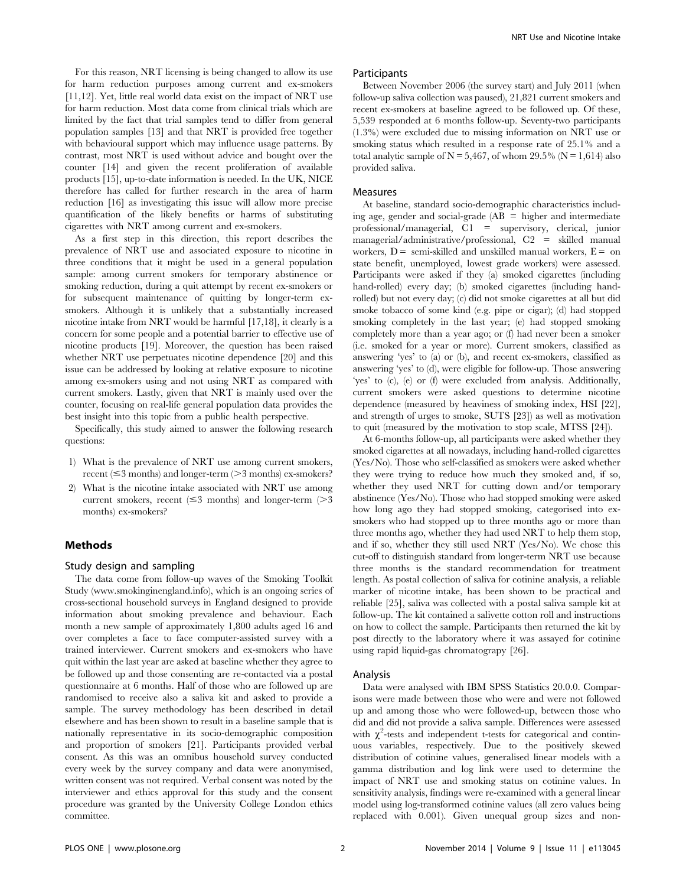For this reason, NRT licensing is being changed to allow its use for harm reduction purposes among current and ex-smokers [11,12]. Yet, little real world data exist on the impact of NRT use for harm reduction. Most data come from clinical trials which are limited by the fact that trial samples tend to differ from general population samples [13] and that NRT is provided free together with behavioural support which may influence usage patterns. By contrast, most NRT is used without advice and bought over the counter [14] and given the recent proliferation of available products [15], up-to-date information is needed. In the UK, NICE therefore has called for further research in the area of harm reduction [16] as investigating this issue will allow more precise quantification of the likely benefits or harms of substituting cigarettes with NRT among current and ex-smokers.

As a first step in this direction, this report describes the prevalence of NRT use and associated exposure to nicotine in three conditions that it might be used in a general population sample: among current smokers for temporary abstinence or smoking reduction, during a quit attempt by recent ex-smokers or for subsequent maintenance of quitting by longer-term ex-smokers. Although it is unlikely that a substantially increased nicotine intake from NRT would be harmful [17,18], it clearly is a concern for some people and a potential barrier to effective use of nicotine products [19]. Moreover, the question has been raised whether NRT use perpetuates nicotine dependence [20] and this issue can be addressed by looking at relative exposure to nicotine among ex-smokers using and not using NRT as compared with current smokers. Lastly, given that NRT is mainly used over the counter, focusing on real-life general population data provides the best insight into this topic from a public health perspective.

Specifically, this study aimed to answer the following research questions:

1) What is the prevalence of NRT use among current smokers, recent ($\leq$3 months) and longer-term ($>$3 months) ex-smokers?
2) What is the nicotine intake associated with NRT use among current smokers, recent ($\leq$3 months) and longer-term ($>$3 months) ex-smokers?

## Methods

### Study design and sampling

The data come from follow-up waves of the Smoking Toolkit Study (www.smokinginengland.info), which is an ongoing series of cross-sectional household surveys in England designed to provide information about smoking prevalence and behaviour. Each month a new sample of approximately 1,800 adults aged 16 and over completes a face to face computer-assisted survey with a trained interviewer. Current smokers and ex-smokers who have quit within the last year are asked at baseline whether they agree to be followed up and those consenting are re-contacted via a postal questionnaire at 6 months. Half of those who are followed up are randomised to receive also a saliva kit and asked to provide a sample. The survey methodology has been described in detail elsewhere and has been shown to result in a baseline sample that is nationally representative in its socio-demographic composition and proportion of smokers [21]. Participants provided verbal consent. As this was an omnibus household survey conducted every week by the survey company and data were anonymised, written consent was not required. Verbal consent was noted by the interviewer and ethics approval for this study and the consent procedure was granted by the University College London ethics committee.

### Participants

Between November 2006 (the survey start) and July 2011 (when follow-up saliva collection was paused), 21,821 current smokers and recent ex-smokers at baseline agreed to be followed up. Of these, 5,539 responded at 6 months follow-up. Seventy-two participants (1.3%) were excluded due to missing information on NRT use or smoking status which resulted in a response rate of 25.1% and a total analytic sample of N = 5,467, of whom 29.5% (N = 1,614) also provided saliva.

### Measures

At baseline, standard socio-demographic characteristics including age, gender and social-grade (AB = higher and intermediate professional/managerial, C1 = supervisory, clerical, junior managerial/administrative/professional, C2 = skilled manual workers, D = semi-skilled and unskilled manual workers, E = on state benefit, unemployed, lowest grade workers) were assessed. Participants were asked if they (a) smoked cigarettes (including hand-rolled) every day; (b) smoked cigarettes (including hand-rolled) but not every day; (c) did not smoke cigarettes at all but did smoke tobacco of some kind (e.g. pipe or cigar); (d) had stopped smoking completely in the last year; (e) had stopped smoking completely more than a year ago; or (f) had never been a smoker (i.e. smoked for a year or more). Current smokers, classified as answering 'yes' to (a) or (b), and recent ex-smokers, classified as answering 'yes' to (d), were eligible for follow-up. Those answering 'yes' to (c), (e) or (f) were excluded from analysis. Additionally, current smokers were asked questions to determine nicotine dependence (measured by heaviness of smoking index, HSI [22], and strength of urges to smoke, SUTS [23]) as well as motivation to quit (measured by the motivation to stop scale, MTSS [24]).

At 6-months follow-up, all participants were asked whether they smoked cigarettes at all nowadays, including hand-rolled cigarettes (Yes/No). Those who self-classified as smokers were asked whether they were trying to reduce how much they smoked and, if so, whether they used NRT for cutting down and/or temporary abstinence (Yes/No). Those who had stopped smoking were asked how long ago they had stopped smoking, categorised into ex-smokers who had stopped up to three months ago or more than three months ago, whether they had used NRT to help them stop, and if so, whether they still used NRT (Yes/No). We chose this cut-off to distinguish standard from longer-term NRT use because three months is the standard recommendation for treatment length. As postal collection of saliva for cotinine analysis, a reliable marker of nicotine intake, has been shown to be practical and reliable [25], saliva was collected with a postal saliva sample kit at follow-up. The kit contained a salivette cotton roll and instructions on how to collect the sample. Participants then returned the kit by post directly to the laboratory where it was assayed for cotinine using rapid liquid-gas chromatograpy [26].

### Analysis

Data were analysed with IBM SPSS Statistics 20.0.0. Comparisons were made between those who were and were not followed up and among those who were followed-up, between those who did and did not provide a saliva sample. Differences were assessed with $\chi^2$-tests and independent t-tests for categorical and continuous variables, respectively. Due to the positively skewed distribution of cotinine values, generalised linear models with a gamma distribution and log link were used to determine the impact of NRT use and smoking status on cotinine values. In sensitivity analysis, findings were re-examined with a general linear model using log-transformed cotinine values (all zero values being replaced with 0.001). Given unequal group sizes and non-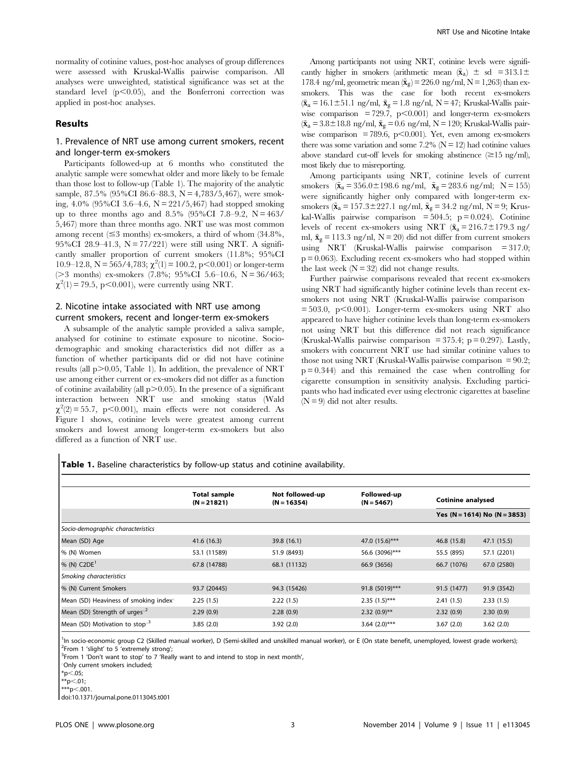normality of cotinine values, post-hoc analyses of group differences were assessed with Kruskal-Wallis pairwise comparison. All analyses were unweighted, statistical significance was set at the standard level ($p<0.05$), and the Bonferroni correction was applied in post-hoc analyses.

## Results

### 1. Prevalence of NRT use among current smokers, recent and longer-term ex-smokers

Participants followed-up at 6 months who constituted the analytic sample were somewhat older and more likely to be female than those lost to follow-up (Table 1). The majority of the analytic sample, 87.5% (95%CI 86.6–88.3, N = 4,783/5,467), were smoking, 4.0% (95%CI 3.6–4.6, N = 221/5,467) had stopped smoking up to three months ago and 8.5% (95%CI 7.8–9.2, N = 463/5,467) more than three months ago. NRT use was most common among recent (≤3 months) ex-smokers, a third of whom (34.8%, 95%CI 28.9–41.3, N = 77/221) were still using NRT. A significantly smaller proportion of current smokers (11.8%; 95%CI 10.9–12.8, N = 565/4,783; $\chi^2(1) = 100.2$, $p<0.001$) or longer-term (>3 months) ex-smokers (7.8%; 95%CI 5.6–10.6, N = 36/463; $\chi^2(1) = 79.5$, $p<0.001$), were currently using NRT.

### 2. Nicotine intake associated with NRT use among current smokers, recent and longer-term ex-smokers

A subsample of the analytic sample provided a saliva sample, analysed for cotinine to estimate exposure to nicotine. Socio-demographic and smoking characteristics did not differ as a function of whether participants did or did not have cotinine results (all $p>0.05$, Table 1). In addition, the prevalence of NRT use among either current or ex-smokers did not differ as a function of cotinine availability (all $p>0.05$). In the presence of a significant interaction between NRT use and smoking status (Wald $\chi^2(2) = 55.7$, $p<0.001$), main effects were not considered. As Figure 1 shows, cotinine levels were greatest among current smokers and lowest among longer-term ex-smokers but also differed as a function of NRT use.

Among participants not using NRT, cotinine levels were significantly higher in smokers (arithmetic mean ($\bar{x}_a$) ± sd = 313.1 ± 178.4 ng/ml, geometric mean ($\bar{x}_g$) = 226.0 ng/ml, N = 1,263) than ex-smokers. This was the case for both recent ex-smokers ($\bar{x}_a$ = 16.1 ± 51.1 ng/ml, $\bar{x}_g$ = 1.8 ng/nl, N = 47; Kruskal-Wallis pairwise comparison = 729.7, $p<0.001$) and longer-term ex-smokers ($\bar{x}_a$ = 3.8 ± 18.8 ng/ml, $\bar{x}_g$ = 0.6 ng/ml, N = 120; Kruskal-Wallis pairwise comparison = 789.6, $p<0.001$). Yet, even among ex-smokers there was some variation and some 7.2% (N = 12) had cotinine values above standard cut-off levels for smoking abstinence (≥15 ng/ml), most likely due to misreporting.

Among participants using NRT, cotinine levels of current smokers ($\bar{x}_a$ = 356.0 ± 198.6 ng/ml, $\bar{x}_g$ = 283.6 ng/ml; N = 155) were significantly higher only compared with longer-term ex-smokers ($\bar{x}_a$ = 157.3 ± 227.1 ng/ml, $\bar{x}_g$ = 34.2 ng/ml, N = 9; Kruskal-Wallis pairwise comparison = 504.5; p = 0.024). Cotinine levels of recent ex-smokers using NRT ($\bar{x}_a$ = 216.7 ± 179.3 ng/ml, $\bar{x}_g$ = 113.3 ng/nl, N = 20) did not differ from current smokers using NRT (Kruskal-Wallis pairwise comparison = 317.0; p = 0.063). Excluding recent ex-smokers who had stopped within the last week (N = 32) did not change results.

Further pairwise comparisons revealed that recent ex-smokers using NRT had significantly higher cotinine levels than recent ex-smokers not using NRT (Kruskal-Wallis pairwise comparison = 503.0, $p<0.001$). Longer-term ex-smokers using NRT also appeared to have higher cotinine levels than long-term ex-smokers not using NRT but this difference did not reach significance (Kruskal-Wallis pairwise comparison = 375.4; p = 0.297). Lastly, smokers with concurrent NRT use had similar cotinine values to those not using NRT (Kruskal-Wallis pairwise comparison = 90.2; p = 0.344) and this remained the case when controlling for cigarette consumption in sensitivity analysis. Excluding participants who had indicated ever using electronic cigarettes at baseline (N = 9) did not alter results.

**Table 1.** Baseline characteristics by follow-up status and cotinine availability.

| | Total sample (N = 21821) | Not followed-up (N = 16354) | Followed-up (N = 5467) | Cotinine analysed | |
|---|---|---|---|---|---|
| | | | | Yes (N = 1614) | No (N = 3853) |
| *Socio-demographic characteristics* | | | | | |
| Mean (SD) Age | 41.6 (16.3) | 39.8 (16.1) | 47.0 (15.6)*** | 46.8 (15.8) | 47.1 (15.5) |
| % (N) Women | 53.1 (11589) | 51.9 (8493) | 56.6 (3096)*** | 55.5 (895) | 57.1 (2201) |
| % (N) C2DE[1] | 67.8 (14788) | 68.1 (11132) | 66.9 (3656) | 66.7 (1076) | 67.0 (2580) |
| *Smoking characteristics* | | | | | |
| % (N) Current Smokers | 93.7 (20445) | 94.3 (15426) | 91.8 (5019)*** | 91.5 (1477) | 91.9 (3542) |
| Mean (SD) Heaviness of smoking index◦ | 2.25 (1.5) | 2.22 (1.5) | 2.35 (1.5)*** | 2.41 (1.5) | 2.33 (1.5) |
| Mean (SD) Strength of urges◦[2] | 2.29 (0.9) | 2.28 (0.9) | 2.32 (0.9)** | 2.32 (0.9) | 2.30 (0.9) |
| Mean (SD) Motivation to stop◦[3] | 3.85 (2.0) | 3.92 (2.0) | 3.64 (2.0)*** | 3.67 (2.0) | 3.62 (2.0) |

[1]In socio-economic group C2 (Skilled manual worker), D (Semi-skilled and unskilled manual worker), or E (On state benefit, unemployed, lowest grade workers);
[2]From 1 'slight' to 5 'extremely strong';
[3]From 1 'Don't want to stop' to 7 'Really want to and intend to stop in next month',
◦Only current smokers included;
*p<.05;
**p<.01;
***p<.001.
doi:10.1371/journal.pone.0113045.t001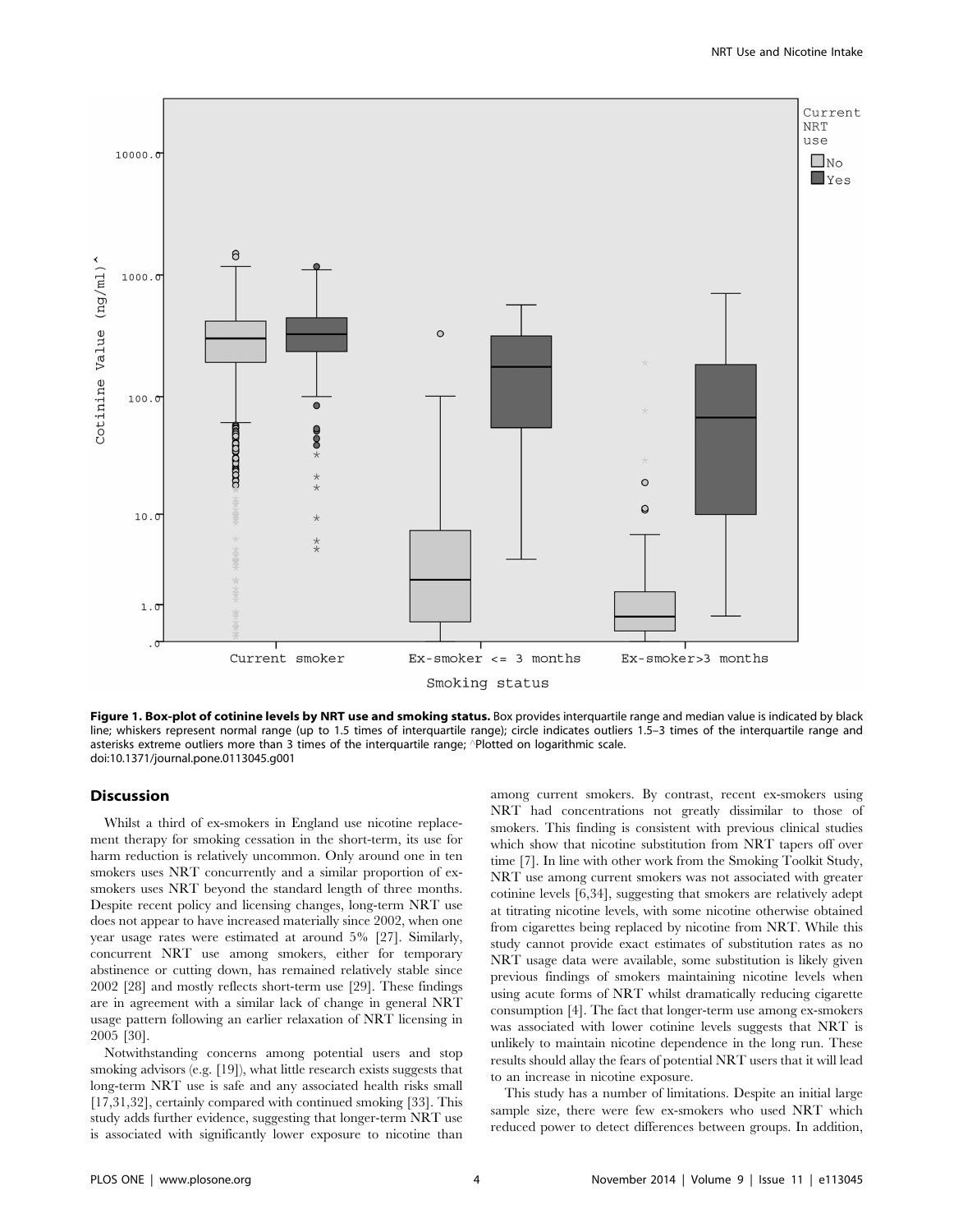**Figure 1. Box-plot of cotinine levels by NRT use and smoking status.** Box provides interquartile range and median value is indicated by black line; whiskers represent normal range (up to 1.5 times of interquartile range); circle indicates outliers 1.5–3 times of the interquartile range and asterisks extreme outliers more than 3 times of the interquartile range; ^Plotted on logarithmic scale.
doi:10.1371/journal.pone.0113045.g001

## Discussion

Whilst a third of ex-smokers in England use nicotine replacement therapy for smoking cessation in the short-term, its use for harm reduction is relatively uncommon. Only around one in ten smokers uses NRT concurrently and a similar proportion of ex-smokers uses NRT beyond the standard length of three months. Despite recent policy and licensing changes, long-term NRT use does not appear to have increased materially since 2002, when one year usage rates were estimated at around 5% [27]. Similarly, concurrent NRT use among smokers, either for temporary abstinence or cutting down, has remained relatively stable since 2002 [28] and mostly reflects short-term use [29]. These findings are in agreement with a similar lack of change in general NRT usage pattern following an earlier relaxation of NRT licensing in 2005 [30].

Notwithstanding concerns among potential users and stop smoking advisors (e.g. [19]), what little research exists suggests that long-term NRT use is safe and any associated health risks small [17,31,32], certainly compared with continued smoking [33]. This study adds further evidence, suggesting that longer-term NRT use is associated with significantly lower exposure to nicotine than among current smokers. By contrast, recent ex-smokers using NRT had concentrations not greatly dissimilar to those of smokers. This finding is consistent with previous clinical studies which show that nicotine substitution from NRT tapers off over time [7]. In line with other work from the Smoking Toolkit Study, NRT use among current smokers was not associated with greater cotinine levels [6,34], suggesting that smokers are relatively adept at titrating nicotine levels, with some nicotine otherwise obtained from cigarettes being replaced by nicotine from NRT. While this study cannot provide exact estimates of substitution rates as no NRT usage data were available, some substitution is likely given previous findings of smokers maintaining nicotine levels when using acute forms of NRT whilst dramatically reducing cigarette consumption [4]. The fact that longer-term use among ex-smokers was associated with lower cotinine levels suggests that NRT is unlikely to maintain nicotine dependence in the long run. These results should allay the fears of potential NRT users that it will lead to an increase in nicotine exposure.

This study has a number of limitations. Despite an initial large sample size, there were few ex-smokers who used NRT which reduced power to detect differences between groups. In addition,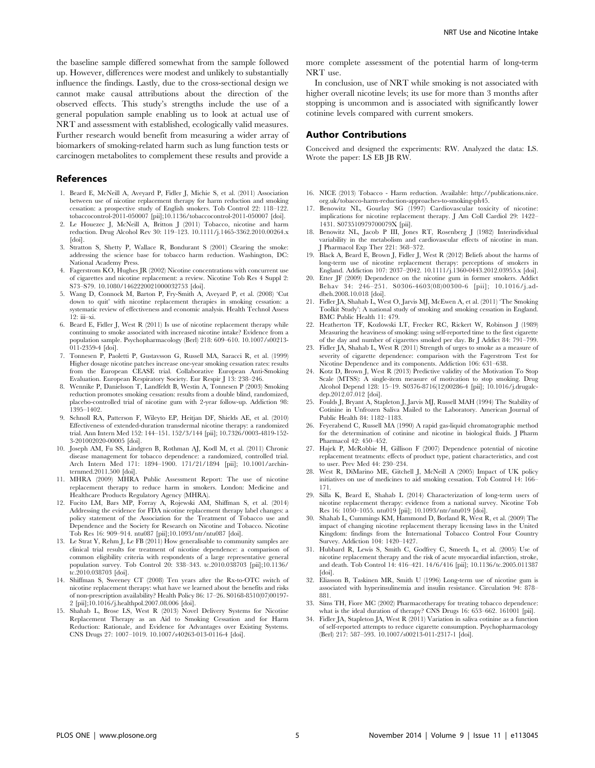the baseline sample differed somewhat from the sample followed up. However, differences were modest and unlikely to substantially influence the findings. Lastly, due to the cross-sectional design we cannot make causal attributions about the direction of the observed effects. This study's strengths include the use of a general population sample enabling us to look at actual use of NRT and assessment with established, ecologically valid measures. Further research would benefit from measuring a wider array of biomarkers of smoking-related harm such as lung function tests or carcinogen metabolites to complement these results and provide a more complete assessment of the potential harm of long-term NRT use.

In conclusion, use of NRT while smoking is not associated with higher overall nicotine levels; its use for more than 3 months after stopping is uncommon and is associated with significantly lower cotinine levels compared with current smokers.

## Author Contributions

Conceived and designed the experiments: RW. Analyzed the data: LS. Wrote the paper: LS EB JB RW.

## References

1. Beard E, McNeill A, Aveyard P, Fidler J, Michie S, et al. (2011) Association between use of nicotine replacement therapy for harm reduction and smoking cessation: a prospective study of English smokers. Tob Control 22: 118–122. tobaccocontrol-2011-050007 [pii];10.1136/tobaccocontrol-2011-050007 [doi].
2. Le Houezec J, McNeill A, Britton J (2011) Tobacco, nicotine and harm reduction. Drug Alcohol Rev 30: 119–123. 10.1111/j.1465-3362.2010.00264.x [doi].
3. Stratton S, Shetty P, Wallace R, Bondurant S (2001) Clearing the smoke: addressing the science base for tobacco harm reduction. Washington, DC: National Academy Press.
4. Fagerstrom KO, Hughes JR (2002) Nicotine concentrations with concurrent use of cigarettes and nicotine replacement: a review. Nicotine Tob Res 4 Suppl 2: S73–S79. 10.1080/1462220021000032753 [doi].
5. Wang D, Connock M, Barton P, Fry-Smith A, Aveyard P, et al. (2008) 'Cut down to quit' with nicotine replacement therapies in smoking cessation: a systematic review of effectiveness and economic analysis. Health Technol Assess 12: iii–xi.
6. Beard E, Fidler J, West R (2011) Is use of nicotine replacement therapy while continuing to smoke associated with increased nicotine intake? Evidence from a population sample. Psychopharmacology (Berl) 218: 609–610. 10.1007/s00213-011-2359-4 [doi].
7. Tonnesen P, Paoletti P, Gustavsson G, Russell MA, Saracci R, et al. (1999) Higher dosage nicotine patches increase one-year smoking cessation rates: results from the European CEASE trial. Collaborative European Anti-Smoking Evaluation. European Respiratory Society. Eur Respir J 13: 238–246.
8. Wennike P, Danielsson T, Landfeldt B, Westin A, Tonnesen P (2003) Smoking reduction promotes smoking cessation: results from a double blind, randomized, placebo-controlled trial of nicotine gum with 2-year follow-up. Addiction 98: 1395–1402.
9. Schnoll RA, Patterson F, Wileyto EP, Heitjan DF, Shields AE, et al. (2010) Effectiveness of extended-duration transdermal nicotine therapy: a randomized trial. Ann Intern Med 152: 144–151. 152/3/144 [pii]; 10.7326/0003-4819-152-3-201002020-00005 [doi].
10. Joseph AM, Fu SS, Lindgren B, Rothman AJ, Kodl M, et al. (2011) Chronic disease management for tobacco dependence: a randomized, controlled trial. Arch Intern Med 171: 1894–1900. 171/21/1894 [pii]; 10.1001/archinternmed.2011.500 [doi].
11. MHRA (2009) MHRA Public Assessment Report: The use of nicotine replacement therapy to reduce harm in smokers. London: Medicine and Healthcare Products Regulatory Agency (MHRA).
12. Fucito LM, Bars MP, Forray A, Rojewski AM, Shiffman S, et al. (2014) Addressing the evidence for FDA nicotine replacement therapy label changes: a policy statement of the Association for the Treatment of Tobacco use and Dependence and the Society for Research on Nicotine and Tobacco. Nicotine Tob Res 16: 909–914. ntu087 [pii];10.1093/ntr/ntu087 [doi].
13. Le Strat Y, Rehm J, Le FB (2011) How generalisable to community samples are clinical trial results for treatment of nicotine dependence: a comparison of common eligibility criteria with respondents of a large representative general population survey. Tob Control 20: 338–343. tc.2010.038703 [pii];10.1136/tc.2010.038703 [doi].
14. Shiffman S, Sweeney CT (2008) Ten years after the Rx-to-OTC switch of nicotine replacement therapy: what have we learned about the benefits and risks of non-prescription availability? Health Policy 86: 17–26. S0168-8510(07)00197-2 [pii];10.1016/j.healthpol.2007.08.006 [doi].
15. Shahab L, Brose LS, West R (2013) Novel Delivery Systems for Nicotine Replacement Therapy as an Aid to Smoking Cessation and for Harm Reduction: Rationale, and Evidence for Advantages over Existing Systems. CNS Drugs 27: 1007–1019. 10.1007/s40263-013-0116-4 [doi].
16. NICE (2013) Tobacco - Harm reduction. Available: http://publications.nice.org.uk/tobacco-harm-reduction-approaches-to-smoking-ph45.
17. Benowitz NL, Gourlay SG (1997) Cardiovascular toxicity of nicotine: implications for nicotine replacement therapy. J Am Coll Cardiol 29: 1422–1431. S073510979700079X [pii].
18. Benowitz NL, Jacob P III, Jones RT, Rosenberg J (1982) Interindividual variability in the metabolism and cardiovascular effects of nicotine in man. J Pharmacol Exp Ther 221: 368–372.
19. Black A, Beard E, Brown J, Fidler J, West R (2012) Beliefs about the harms of long-term use of nicotine replacement therapy: perceptions of smokers in England. Addiction 107: 2037–2042. 10.1111/j.1360-0443.2012.03955.x [doi].
20. Etter JF (2009) Dependence on the nicotine gum in former smokers. Addict Behav 34: 246–251. S0306-4603(08)00300-6 [pii]; 10.1016/j.addbeh.2008.10.018 [doi].
21. Fidler JA, Shahab L, West O, Jarvis MJ, McEwen A, et al. (2011) 'The Smoking Toolkit Study': A national study of smoking and smoking cessation in England. BMC Public Health 11: 479.
22. Heatherton TF, Kozlowski LT, Frecker RC, Rickert W, Robinson J (1989) Measuring the heaviness of smoking: using self-reported time to the first cigarette of the day and number of cigarettes smoked per day. Br J Addict 84: 791–799.
23. Fidler JA, Shahab L, West R (2011) Strength of urges to smoke as a measure of severity of cigarette dependence: comparison with the Fagerstrom Test for Nicotine Dependence and its components. Addiction 106: 631–638.
24. Kotz D, Brown J, West R (2013) Predictive validity of the Motivation To Stop Scale (MTSS): A single-item measure of motivation to stop smoking. Drug Alcohol Depend 128: 15–19. S0376-8716(12)00286-4 [pii]; 10.1016/j.drugalcdep.2012.07.012 [doi].
25. Foulds J, Bryant A, Stapleton J, Jarvis MJ, Russell MAH (1994) The Stability of Cotinine in Unfrozen Saliva Mailed to the Laboratory. American Journal of Public Health 84: 1182–1183.
26. Feyerabend C, Russell MA (1990) A rapid gas-liquid chromatographic method for the determination of cotinine and nicotine in biological fluids. J Pharm Pharmacol 42: 450–452.
27. Hajek P, McRobbie H, Gillison F (2007) Dependence potential of nicotine replacement treatments: effects of product type, patient characteristics, and cost to user. Prev Med 44: 230–234.
28. West R, DiMarino ME, Gitchell J, McNeill A (2005) Impact of UK policy initiatives on use of medicines to aid smoking cessation. Tob Control 14: 166–171.
29. Silla K, Beard E, Shahab L (2014) Characterization of long-term users of nicotine replacement therapy: evidence from a national survey. Nicotine Tob Res 16: 1050–1055. ntu019 [pii]; 10.1093/ntr/ntu019 [doi].
30. Shahab L, Cummings KM, Hammond D, Borland R, West R, et al. (2009) The impact of changing nicotine replacement therapy licensing laws in the United Kingdom: findings from the International Tobacco Control Four Country Survey. Addiction 104: 1420–1427.
31. Hubbard R, Lewis S, Smith C, Godfrey C, Smeeth L, et al. (2005) Use of nicotine replacement therapy and the risk of acute myocardial infarction, stroke, and death. Tob Control 14: 416–421. 14/6/416 [pii]; 10.1136/tc.2005.011387 [doi].
32. Eliasson B, Taskinen MR, Smith U (1996) Long-term use of nicotine gum is associated with hyperinsulinemia and insulin resistance. Circulation 94: 878–881.
33. Sims TH, Fiore MC (2002) Pharmacotherapy for treating tobacco dependence: what is the ideal duration of therapy? CNS Drugs 16: 653–662. 161001 [pii].
34. Fidler JA, Stapleton JA, West R (2011) Variation in saliva cotinine as a function of self-reported attempts to reduce cigarette consumption. Psychopharmacology (Berl) 217: 587–593. 10.1007/s00213-011-2317-1 [doi].